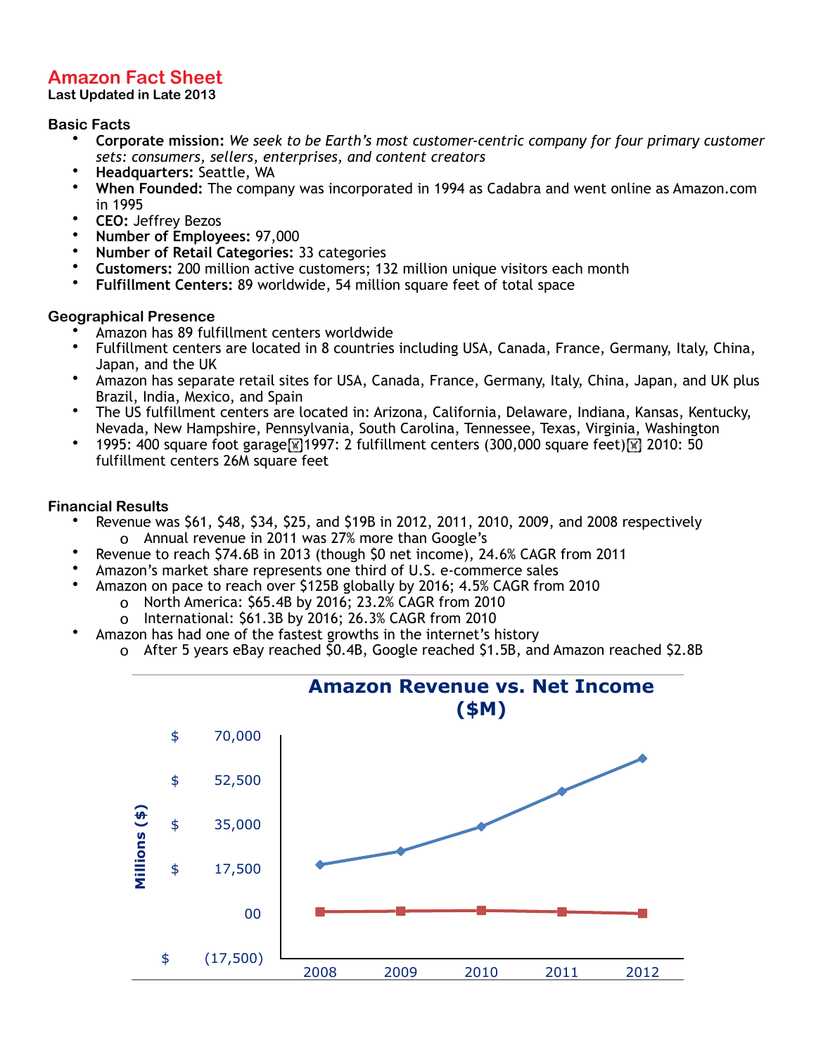# Amazon Fact Sheet

**Last Updated in Late 2013**

## Basic Facts

- **Corporate mission:** *We seek to be Earth's most customer-centric company for four primary customer sets: consumers, sellers, enterprises, and content creators*
- **Headquarters:** Seattle, WA
- **When Founded:** The company was incorporated in 1994 as Cadabra and went online as Amazon.com in 1995
- **CEO:** Jeffrey Bezos
- **Number of Employees:** 97,000
- **Number of Retail Categories:** 33 categories
- **Customers:** 200 million active customers; 132 million unique visitors each month
- **Fulfillment Centers:** 89 worldwide, 54 million square feet of total space

## Geographical Presence

- Amazon has 89 fulfillment centers worldwide
- Fulfillment centers are located in 8 countries including USA, Canada, France, Germany, Italy, China, Japan, and the UK
- Amazon has separate retail sites for USA, Canada, France, Germany, Italy, China, Japan, and UK plus Brazil, India, Mexico, and Spain
- The US fulfillment centers are located in: Arizona, California, Delaware, Indiana, Kansas, Kentucky, Nevada, New Hampshire, Pennsylvania, South Carolina, Tennessee, Texas, Virginia, Washington
- 1995: 400 square foot garage 1997: 2 fulfillment centers (300,000 square feet) 2010: 50 fulfillment centers 26M square feet

## Financial Results

- Revenue was $61, $48, $34, $25, and $19B in 2012, 2011, 2010, 2009, and 2008 respectively
  - Annual revenue in 2011 was 27% more than Google's
- Revenue to reach $74.6B in 2013 (though $0 net income), 24.6% CAGR from 2011
- Amazon's market share represents one third of U.S. e-commerce sales
- Amazon on pace to reach over $125B globally by 2016; 4.5% CAGR from 2010
  - North America: $65.4B by 2016; 23.2% CAGR from 2010
  - International: $61.3B by 2016; 26.3% CAGR from 2010
- Amazon has had one of the fastest growths in the internet's history
  - After 5 years eBay reached $0.4B, Google reached $1.5B, and Amazon reached $2.8B

**Amazon Revenue vs. Net Income ($M)**

Y-axis: Millions ($) — $ (17,500), $ 00, $ 17,500, $ 35,000, $ 52,500, $ 70,000

X-axis: 2008, 2009, 2010, 2011, 2012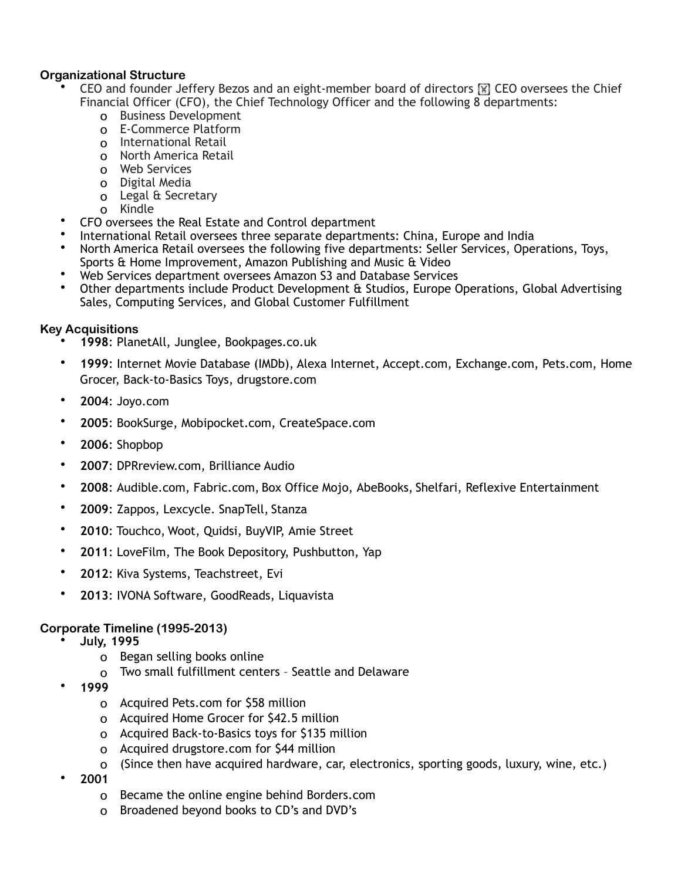**Organizational Structure**

- CEO and founder Jeffery Bezos and an eight-member board of directors  CEO oversees the Chief Financial Officer (CFO), the Chief Technology Officer and the following 8 departments:
    - Business Development
    - E-Commerce Platform
    - International Retail
    - North America Retail
    - Web Services
    - Digital Media
    - Legal & Secretary
    - Kindle
- CFO oversees the Real Estate and Control department
- International Retail oversees three separate departments: China, Europe and India
- North America Retail oversees the following five departments: Seller Services, Operations, Toys, Sports & Home Improvement, Amazon Publishing and Music & Video
- Web Services department oversees Amazon S3 and Database Services
- Other departments include Product Development & Studios, Europe Operations, Global Advertising Sales, Computing Services, and Global Customer Fulfillment

**Key Acquisitions**

- **1998**: PlanetAll, Junglee, Bookpages.co.uk
- **1999**: Internet Movie Database (IMDb), Alexa Internet, Accept.com, Exchange.com, Pets.com, Home Grocer, Back-to-Basics Toys, drugstore.com
- **2004**: Joyo.com
- **2005**: BookSurge, Mobipocket.com, CreateSpace.com
- **2006**: Shopbop
- **2007**: DPRreview.com, Brilliance Audio
- **2008**: Audible.com, Fabric.com, Box Office Mojo, AbeBooks, Shelfari, Reflexive Entertainment
- **2009**: Zappos, Lexcycle. SnapTell, Stanza
- **2010**: Touchco, Woot, Quidsi, BuyVIP, Amie Street
- **2011**: LoveFilm, The Book Depository, Pushbutton, Yap
- **2012**: Kiva Systems, Teachstreet, Evi
- **2013**: IVONA Software, GoodReads, Liquavista

**Corporate Timeline (1995-2013)**

- **July, 1995**
    - Began selling books online
    - Two small fulfillment centers – Seattle and Delaware
- **1999**
    - Acquired Pets.com for $58 million
    - Acquired Home Grocer for $42.5 million
    - Acquired Back-to-Basics toys for $135 million
    - Acquired drugstore.com for $44 million
    - (Since then have acquired hardware, car, electronics, sporting goods, luxury, wine, etc.)
- **2001**
    - Became the online engine behind Borders.com
    - Broadened beyond books to CD's and DVD's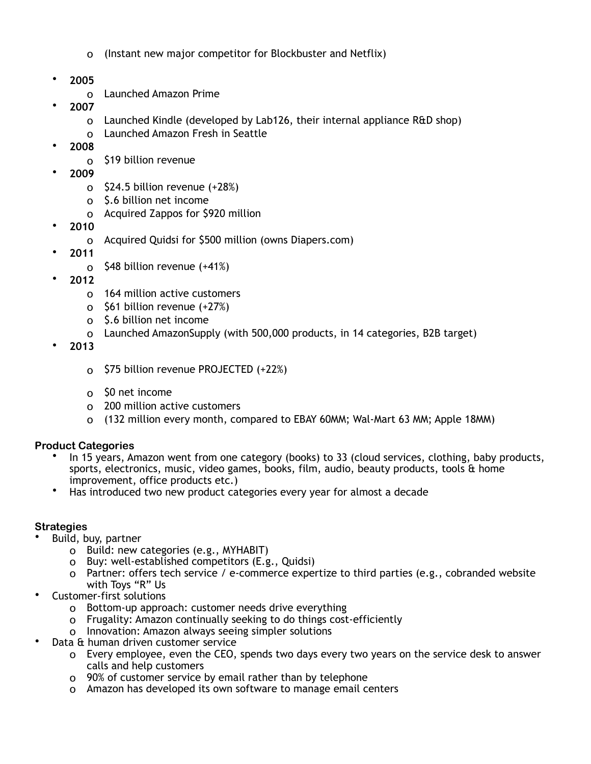- (Instant new major competitor for Blockbuster and Netflix)

- **2005**
  - Launched Amazon Prime
- **2007**
  - Launched Kindle (developed by Lab126, their internal appliance R&D shop)
  - Launched Amazon Fresh in Seattle
- **2008**
  - $19 billion revenue
- **2009**
  - $24.5 billion revenue (+28%)
  - $.6 billion net income
  - Acquired Zappos for $920 million
- **2010**
  - Acquired Quidsi for $500 million (owns Diapers.com)
- **2011**
  - $48 billion revenue (+41%)
- **2012**
  - 164 million active customers
  - $61 billion revenue (+27%)
  - $.6 billion net income
  - Launched AmazonSupply (with 500,000 products, in 14 categories, B2B target)
- **2013**
  - $75 billion revenue PROJECTED (+22%)
  - $0 net income
  - 200 million active customers
  - (132 million every month, compared to EBAY 60MM; Wal-Mart 63 MM; Apple 18MM)

**Product Categories**

- In 15 years, Amazon went from one category (books) to 33 (cloud services, clothing, baby products, sports, electronics, music, video games, books, film, audio, beauty products, tools & home improvement, office products etc.)
- Has introduced two new product categories every year for almost a decade

**Strategies**

- Build, buy, partner
  - Build: new categories (e.g., MYHABIT)
  - Buy: well-established competitors (E.g., Quidsi)
  - Partner: offers tech service / e-commerce expertize to third parties (e.g., cobranded website with Toys "R" Us
- Customer-first solutions
  - Bottom-up approach: customer needs drive everything
  - Frugality: Amazon continually seeking to do things cost-efficiently
  - Innovation: Amazon always seeing simpler solutions
- Data & human driven customer service
  - Every employee, even the CEO, spends two days every two years on the service desk to answer calls and help customers
  - 90% of customer service by email rather than by telephone
  - Amazon has developed its own software to manage email centers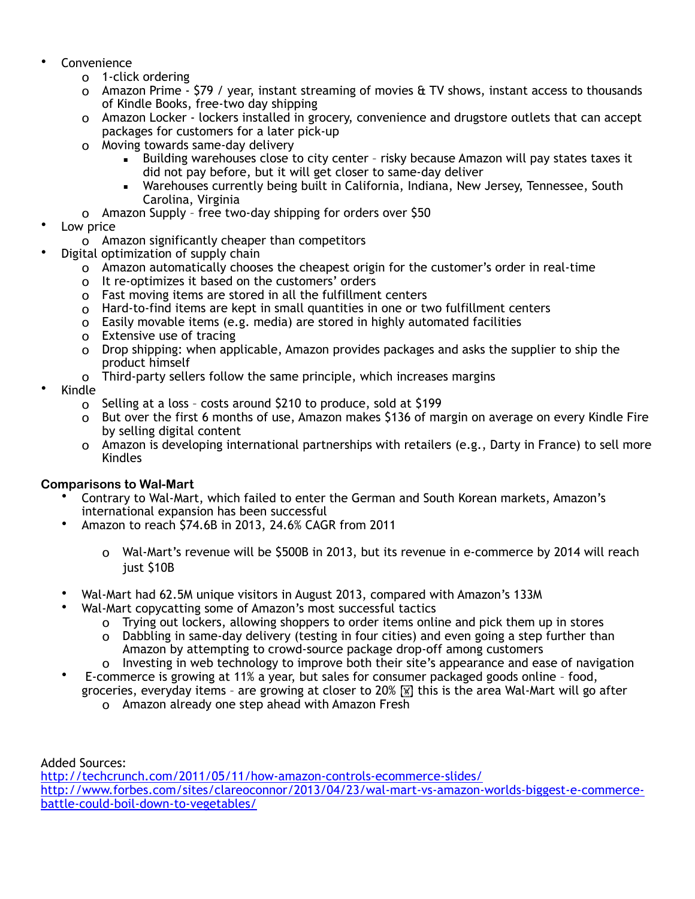- Convenience
  - 1-click ordering
  - Amazon Prime - $79 / year, instant streaming of movies & TV shows, instant access to thousands of Kindle Books, free-two day shipping
  - Amazon Locker - lockers installed in grocery, convenience and drugstore outlets that can accept packages for customers for a later pick-up
  - Moving towards same-day delivery
    - Building warehouses close to city center – risky because Amazon will pay states taxes it did not pay before, but it will get closer to same-day deliver
    - Warehouses currently being built in California, Indiana, New Jersey, Tennessee, South Carolina, Virginia
  - Amazon Supply – free two-day shipping for orders over $50
- Low price
  - Amazon significantly cheaper than competitors
- Digital optimization of supply chain
  - Amazon automatically chooses the cheapest origin for the customer's order in real-time
  - It re-optimizes it based on the customers' orders
  - Fast moving items are stored in all the fulfillment centers
  - Hard-to-find items are kept in small quantities in one or two fulfillment centers
  - Easily movable items (e.g. media) are stored in highly automated facilities
  - Extensive use of tracing
  - Drop shipping: when applicable, Amazon provides packages and asks the supplier to ship the product himself
  - Third-party sellers follow the same principle, which increases margins
- Kindle
  - Selling at a loss – costs around $210 to produce, sold at $199
  - But over the first 6 months of use, Amazon makes $136 of margin on average on every Kindle Fire by selling digital content
  - Amazon is developing international partnerships with retailers (e.g., Darty in France) to sell more Kindles

**Comparisons to Wal-Mart**

- Contrary to Wal-Mart, which failed to enter the German and South Korean markets, Amazon's international expansion has been successful
- Amazon to reach $74.6B in 2013, 24.6% CAGR from 2011
  - Wal-Mart's revenue will be $500B in 2013, but its revenue in e-commerce by 2014 will reach just $10B
- Wal-Mart had 62.5M unique visitors in August 2013, compared with Amazon's 133M
- Wal-Mart copycatting some of Amazon's most successful tactics
  - Trying out lockers, allowing shoppers to order items online and pick them up in stores
  - Dabbling in same-day delivery (testing in four cities) and even going a step further than Amazon by attempting to crowd-source package drop-off among customers
  - Investing in web technology to improve both their site's appearance and ease of navigation
- E-commerce is growing at 11% a year, but sales for consumer packaged goods online – food, groceries, everyday items – are growing at closer to 20% → this is the area Wal-Mart will go after
  - Amazon already one step ahead with Amazon Fresh

Added Sources:
http://techcrunch.com/2011/05/11/how-amazon-controls-ecommerce-slides/
http://www.forbes.com/sites/clareoconnor/2013/04/23/wal-mart-vs-amazon-worlds-biggest-e-commerce-battle-could-boil-down-to-vegetables/